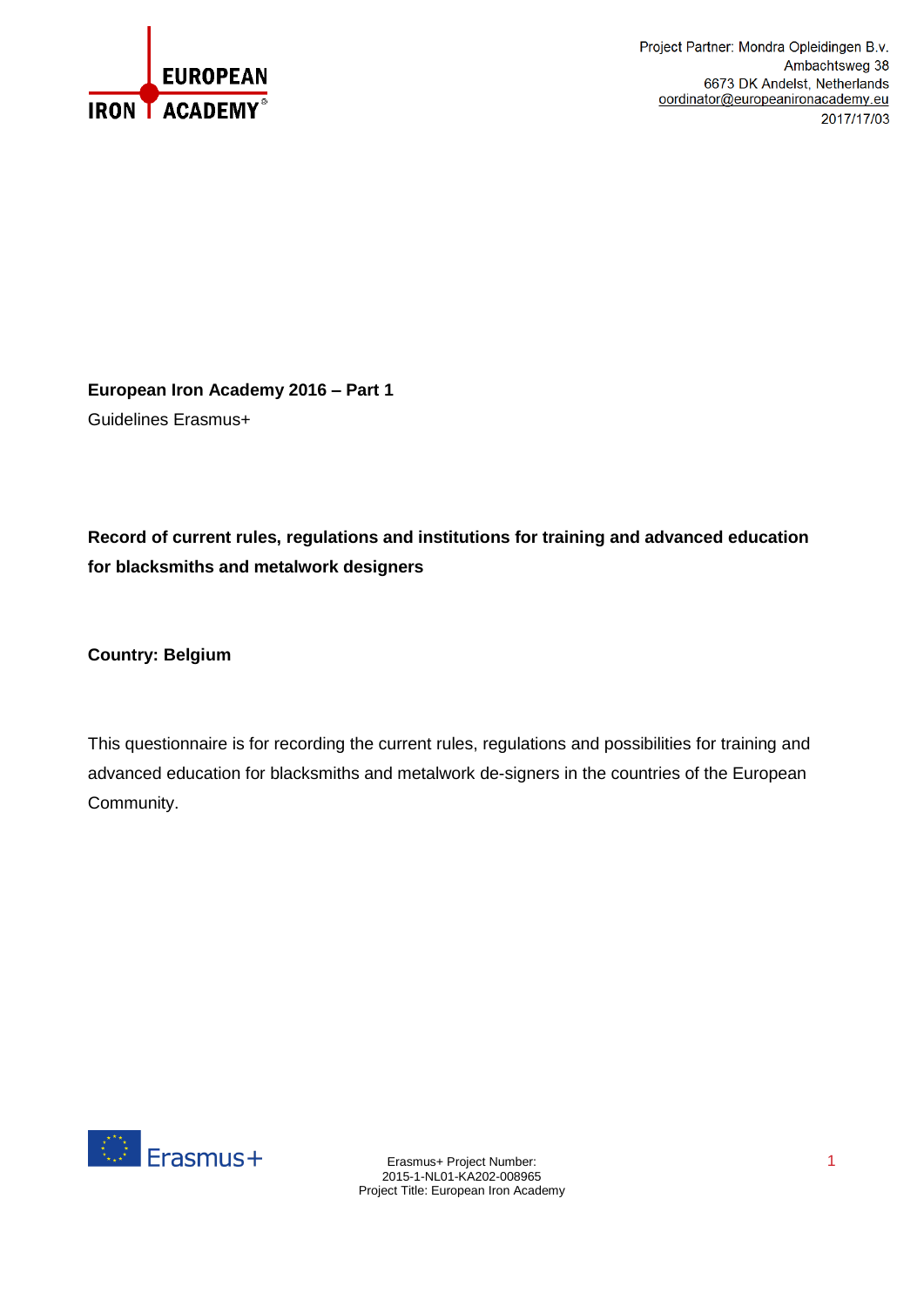Project Partner: Mondra Opleidingen B.v.
Ambachtsweg 38
6673 DK Andelst, Netherlands
oordinator@europeanironacademy.eu
2017/17/03

**European Iron Academy 2016 – Part 1**

Guidelines Erasmus+

**Record of current rules, regulations and institutions for training and advanced education for blacksmiths and metalwork designers**

**Country: Belgium**

This questionnaire is for recording the current rules, regulations and possibilities for training and advanced education for blacksmiths and metalwork de-signers in the countries of the European Community.

Erasmus+ Project Number:
2015-1-NL01-KA202-008965
Project Title: European Iron Academy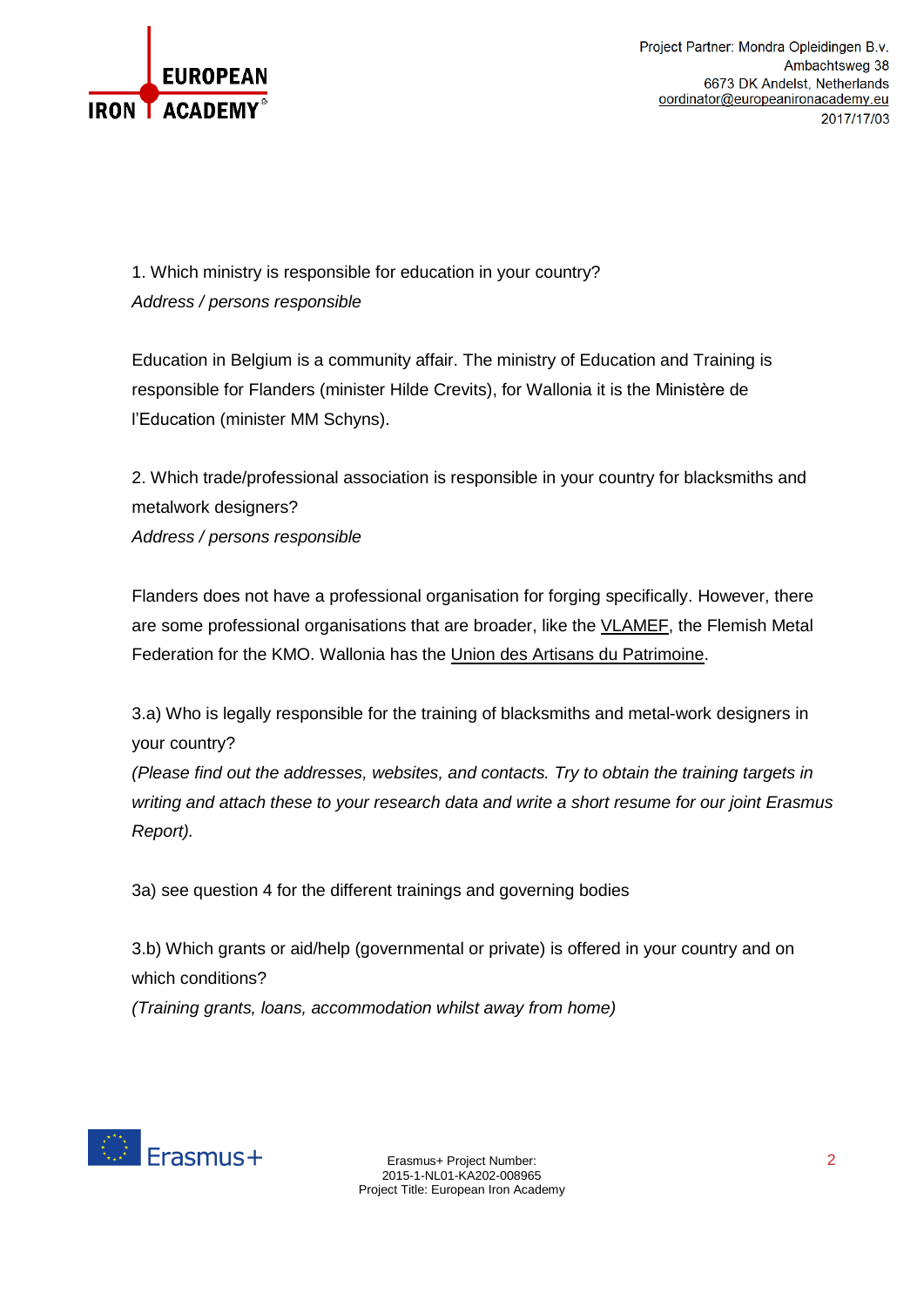1. Which ministry is responsible for education in your country?
*Address / persons responsible*

Education in Belgium is a community affair. The ministry of Education and Training is responsible for Flanders (minister Hilde Crevits), for Wallonia it is the Ministère de l'Education (minister MM Schyns).

2. Which trade/professional association is responsible in your country for blacksmiths and metalwork designers?
*Address / persons responsible*

Flanders does not have a professional organisation for forging specifically. However, there are some professional organisations that are broader, like the VLAMEF, the Flemish Metal Federation for the KMO. Wallonia has the Union des Artisans du Patrimoine.

3.a) Who is legally responsible for the training of blacksmiths and metal-work designers in your country?
*(Please find out the addresses, websites, and contacts. Try to obtain the training targets in writing and attach these to your research data and write a short resume for our joint Erasmus Report).*

3a) see question 4 for the different trainings and governing bodies

3.b) Which grants or aid/help (governmental or private) is offered in your country and on which conditions?
*(Training grants, loans, accommodation whilst away from home)*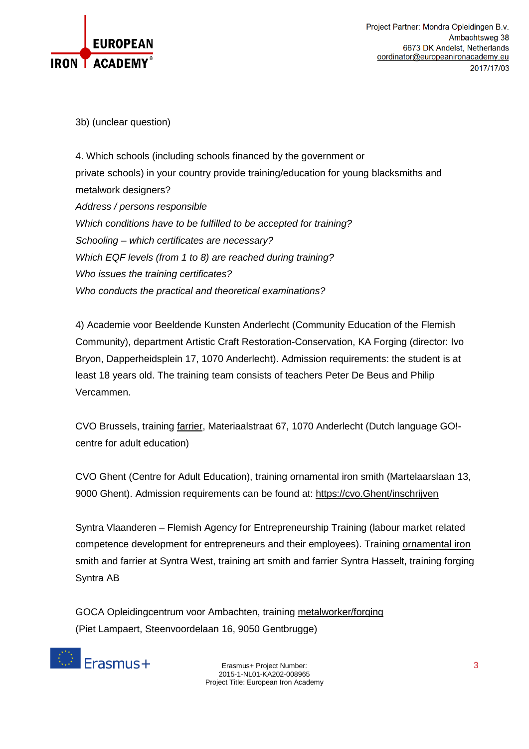3b) (unclear question)

4. Which schools (including schools financed by the government or private schools) in your country provide training/education for young blacksmiths and metalwork designers?
*Address / persons responsible*
*Which conditions have to be fulfilled to be accepted for training?*
*Schooling – which certificates are necessary?*
*Which EQF levels (from 1 to 8) are reached during training?*
*Who issues the training certificates?*
*Who conducts the practical and theoretical examinations?*

4) Academie voor Beeldende Kunsten Anderlecht (Community Education of the Flemish Community), department Artistic Craft Restoration-Conservation, KA Forging (director: Ivo Bryon, Dapperheidsplein 17, 1070 Anderlecht). Admission requirements: the student is at least 18 years old. The training team consists of teachers Peter De Beus and Philip Vercammen.

CVO Brussels, training farrier, Materiaalstraat 67, 1070 Anderlecht (Dutch language GO!-centre for adult education)

CVO Ghent (Centre for Adult Education), training ornamental iron smith (Martelaarslaan 13, 9000 Ghent). Admission requirements can be found at: https://cvo.Ghent/inschrijven

Syntra Vlaanderen – Flemish Agency for Entrepreneurship Training (labour market related competence development for entrepreneurs and their employees). Training ornamental iron smith and farrier at Syntra West, training art smith and farrier Syntra Hasselt, training forging Syntra AB

GOCA Opleidingcentrum voor Ambachten, training metalworker/forging (Piet Lampaert, Steenvoordelaan 16, 9050 Gentbrugge)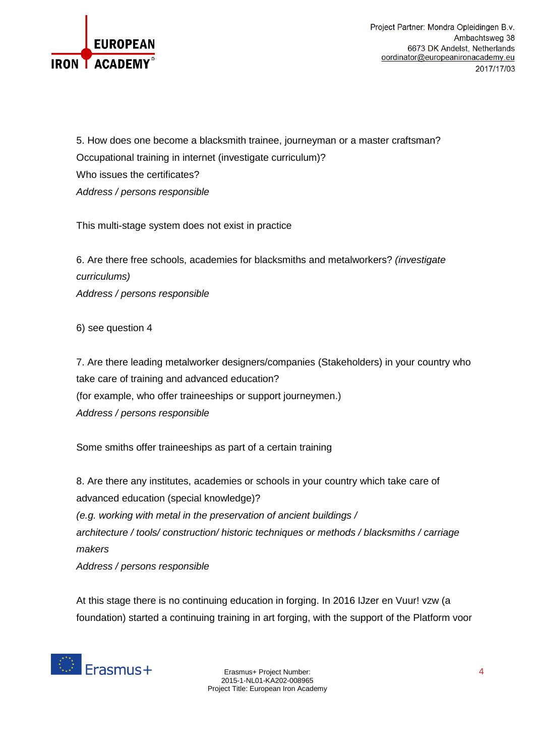5. How does one become a blacksmith trainee, journeyman or a master craftsman?
Occupational training in internet (investigate curriculum)?
Who issues the certificates?
*Address / persons responsible*

This multi-stage system does not exist in practice

6. Are there free schools, academies for blacksmiths and metalworkers? *(investigate curriculums)*
*Address / persons responsible*

6) see question 4

7. Are there leading metalworker designers/companies (Stakeholders) in your country who take care of training and advanced education?
(for example, who offer traineeships or support journeymen.)
*Address / persons responsible*

Some smiths offer traineeships as part of a certain training

8. Are there any institutes, academies or schools in your country which take care of advanced education (special knowledge)?
*(e.g. working with metal in the preservation of ancient buildings / architecture / tools/ construction/ historic techniques or methods / blacksmiths / carriage makers*
*Address / persons responsible*

At this stage there is no continuing education in forging. In 2016 IJzer en Vuur! vzw (a foundation) started a continuing training in art forging, with the support of the Platform voor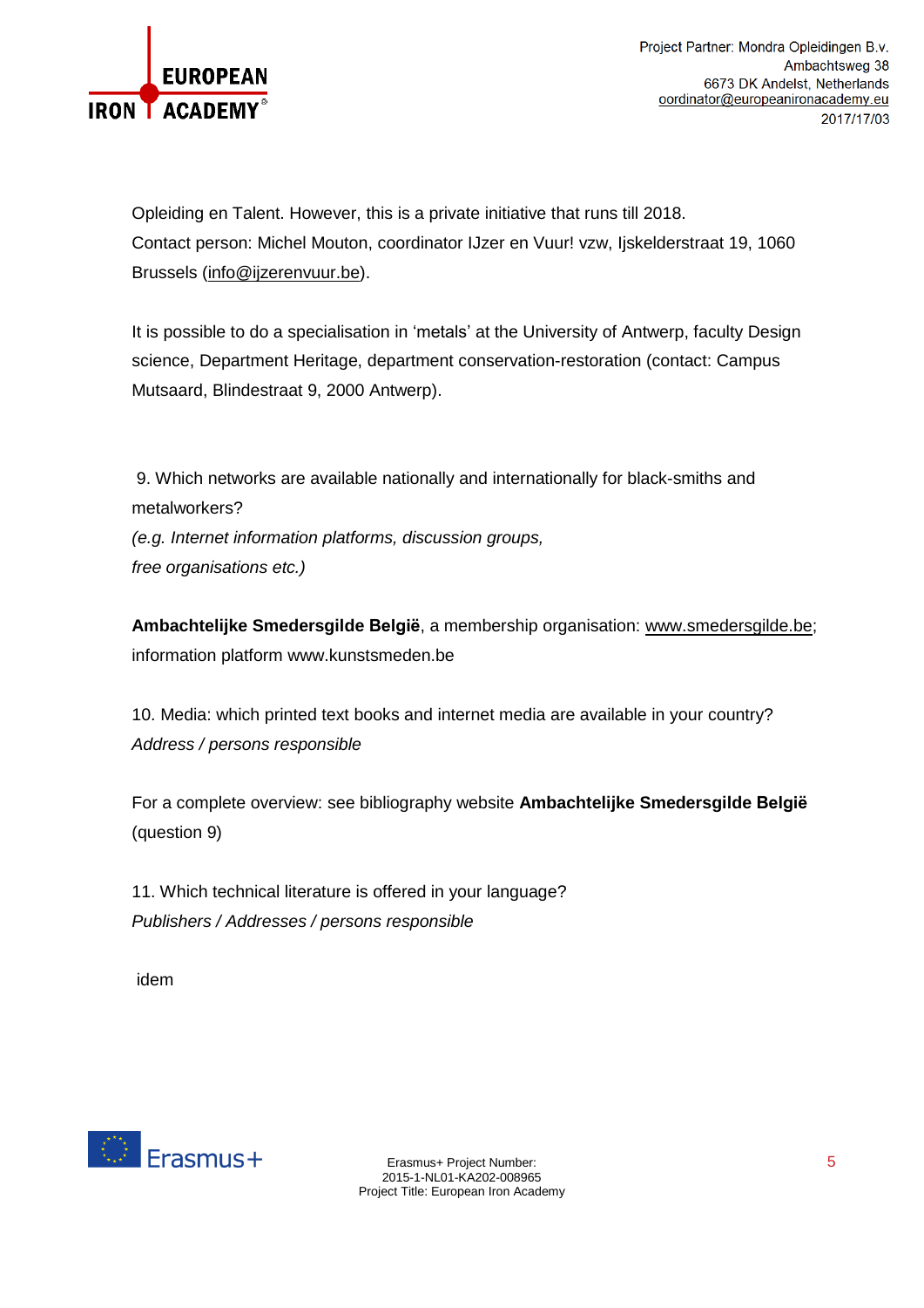Opleiding en Talent. However, this is a private initiative that runs till 2018.
Contact person: Michel Mouton, coordinator IJzer en Vuur! vzw, Ijskelderstraat 19, 1060 Brussels (info@ijzerenvuur.be).

It is possible to do a specialisation in 'metals' at the University of Antwerp, faculty Design science, Department Heritage, department conservation-restoration (contact: Campus Mutsaard, Blindestraat 9, 2000 Antwerp).

9. Which networks are available nationally and internationally for black-smiths and metalworkers?
*(e.g. Internet information platforms, discussion groups, free organisations etc.)*

**Ambachtelijke Smedersgilde België**, a membership organisation: www.smedersgilde.be; information platform www.kunstsmeden.be

10. Media: which printed text books and internet media are available in your country?
*Address / persons responsible*

For a complete overview: see bibliography website **Ambachtelijke Smedersgilde België** (question 9)

11. Which technical literature is offered in your language?
*Publishers / Addresses / persons responsible*

idem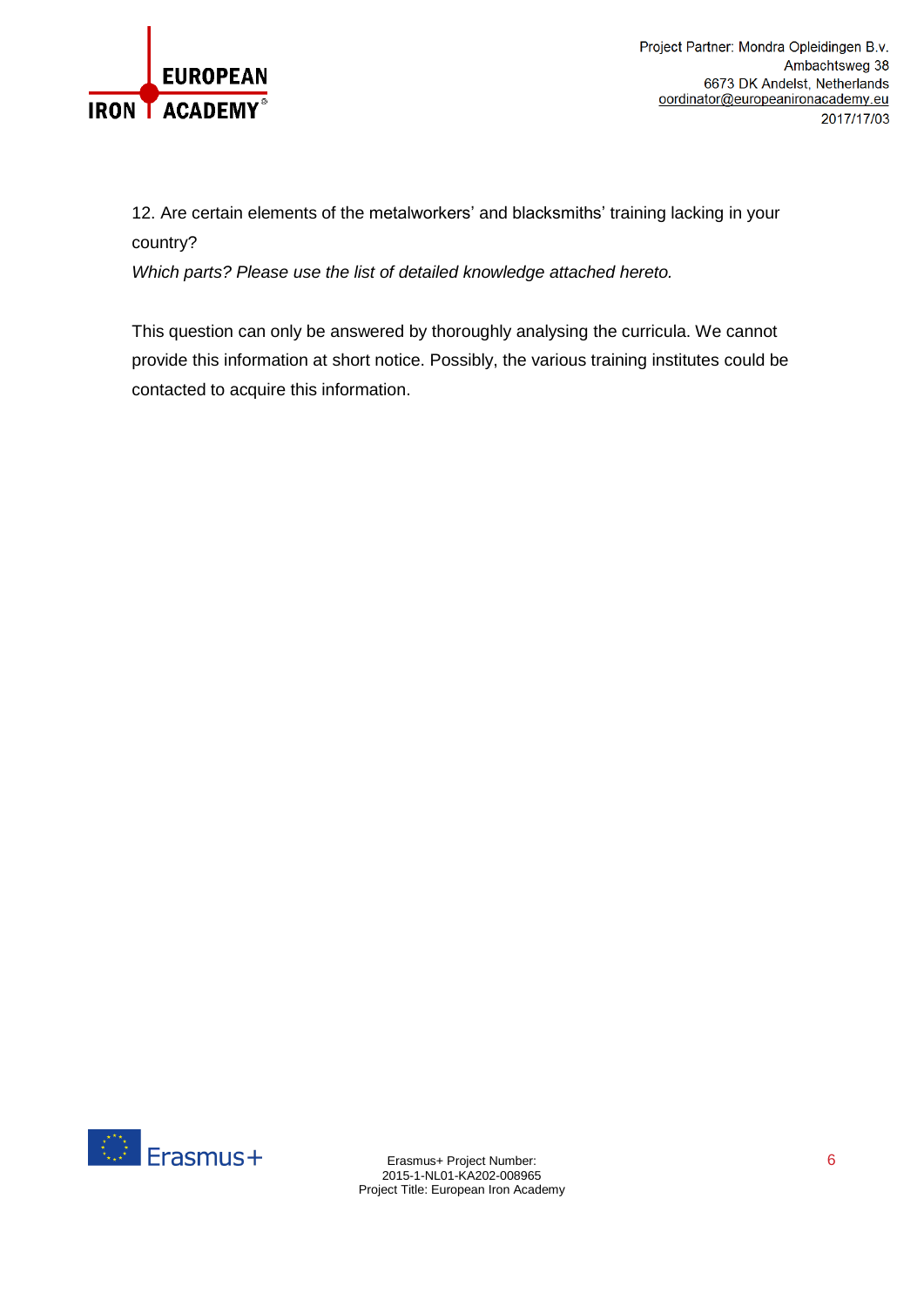12. Are certain elements of the metalworkers' and blacksmiths' training lacking in your country?

*Which parts? Please use the list of detailed knowledge attached hereto.*

This question can only be answered by thoroughly analysing the curricula. We cannot provide this information at short notice. Possibly, the various training institutes could be contacted to acquire this information.